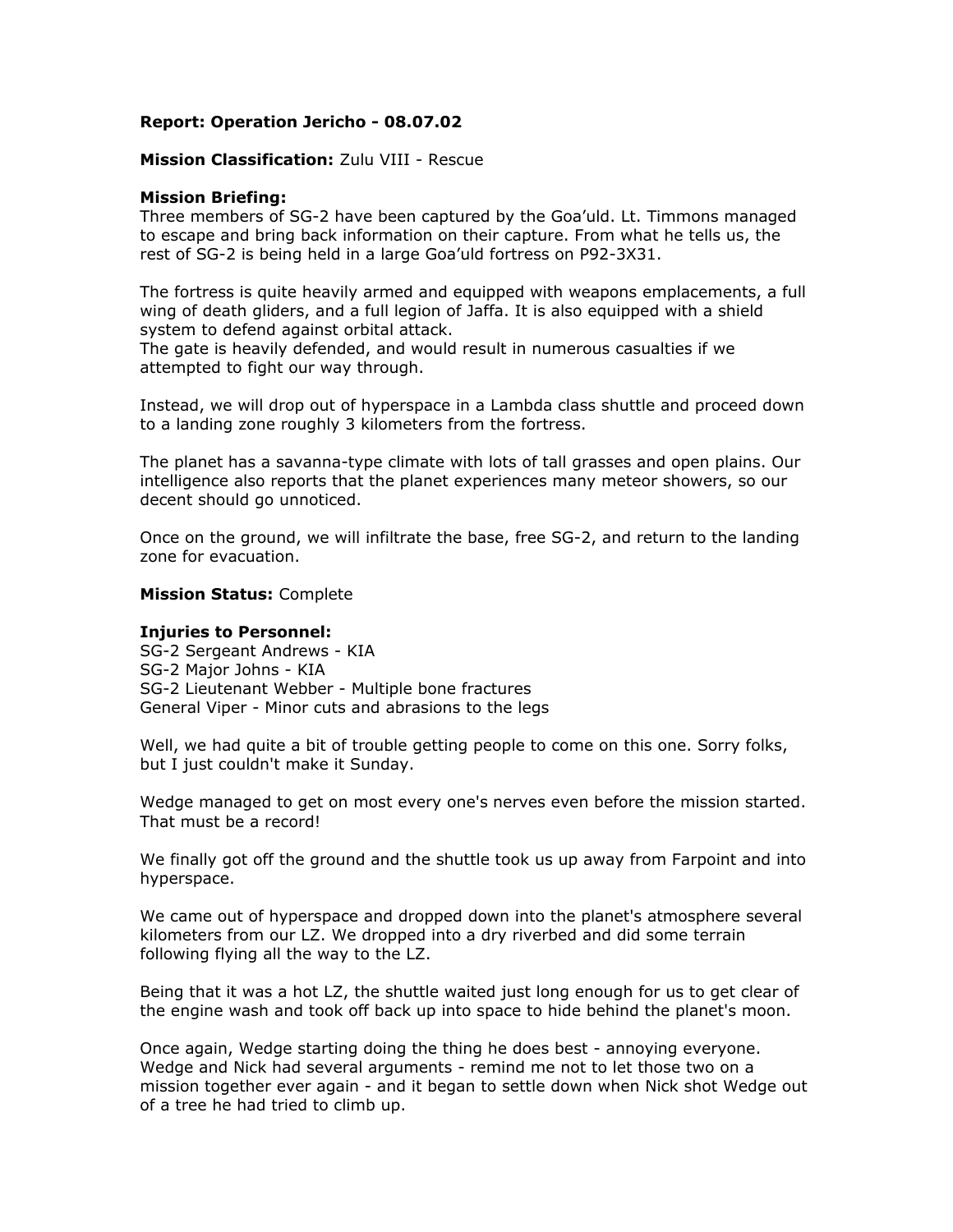**Report: Operation Jericho - 08.07.02**

**Mission Classification:** Zulu VIII - Rescue

**Mission Briefing:**
Three members of SG-2 have been captured by the Goa'uld. Lt. Timmons managed to escape and bring back information on their capture. From what he tells us, the rest of SG-2 is being held in a large Goa'uld fortress on P92-3X31.

The fortress is quite heavily armed and equipped with weapons emplacements, a full wing of death gliders, and a full legion of Jaffa. It is also equipped with a shield system to defend against orbital attack.
The gate is heavily defended, and would result in numerous casualties if we attempted to fight our way through.

Instead, we will drop out of hyperspace in a Lambda class shuttle and proceed down to a landing zone roughly 3 kilometers from the fortress.

The planet has a savanna-type climate with lots of tall grasses and open plains. Our intelligence also reports that the planet experiences many meteor showers, so our decent should go unnoticed.

Once on the ground, we will infiltrate the base, free SG-2, and return to the landing zone for evacuation.

**Mission Status:** Complete

**Injuries to Personnel:**
SG-2 Sergeant Andrews - KIA
SG-2 Major Johns - KIA
SG-2 Lieutenant Webber - Multiple bone fractures
General Viper - Minor cuts and abrasions to the legs

Well, we had quite a bit of trouble getting people to come on this one. Sorry folks, but I just couldn't make it Sunday.

Wedge managed to get on most every one's nerves even before the mission started. That must be a record!

We finally got off the ground and the shuttle took us up away from Farpoint and into hyperspace.

We came out of hyperspace and dropped down into the planet's atmosphere several kilometers from our LZ. We dropped into a dry riverbed and did some terrain following flying all the way to the LZ.

Being that it was a hot LZ, the shuttle waited just long enough for us to get clear of the engine wash and took off back up into space to hide behind the planet's moon.

Once again, Wedge starting doing the thing he does best - annoying everyone. Wedge and Nick had several arguments - remind me not to let those two on a mission together ever again - and it began to settle down when Nick shot Wedge out of a tree he had tried to climb up.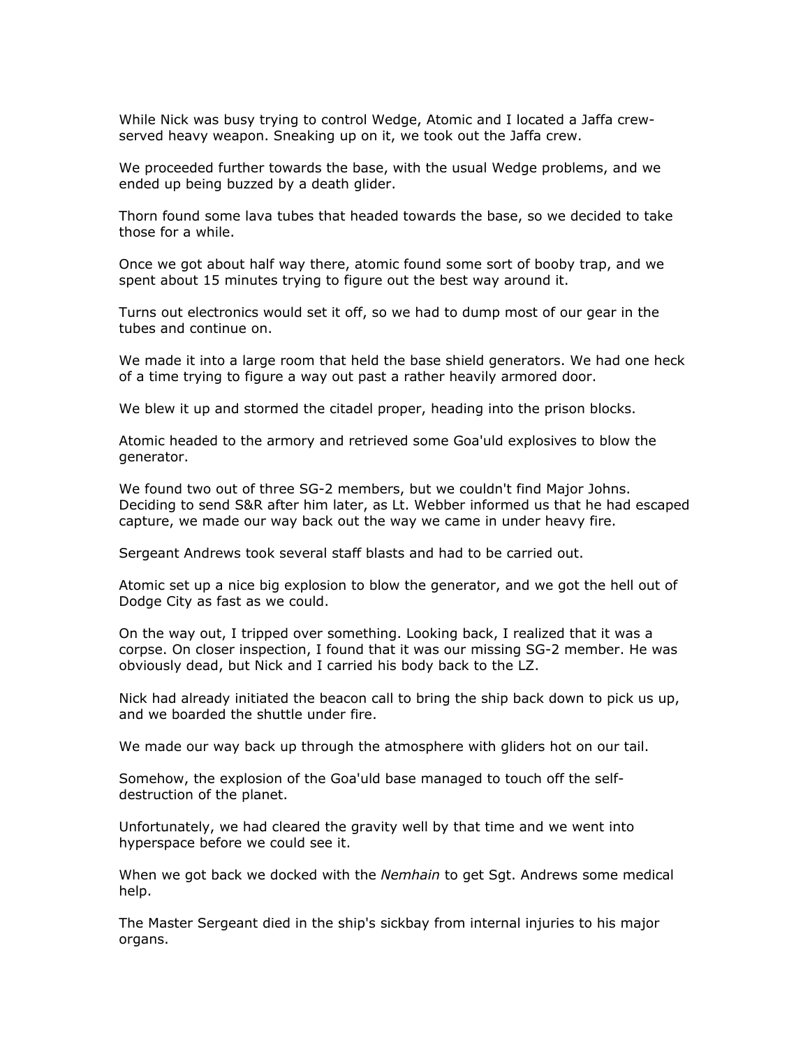While Nick was busy trying to control Wedge, Atomic and I located a Jaffa crew-served heavy weapon. Sneaking up on it, we took out the Jaffa crew.

We proceeded further towards the base, with the usual Wedge problems, and we ended up being buzzed by a death glider.

Thorn found some lava tubes that headed towards the base, so we decided to take those for a while.

Once we got about half way there, atomic found some sort of booby trap, and we spent about 15 minutes trying to figure out the best way around it.

Turns out electronics would set it off, so we had to dump most of our gear in the tubes and continue on.

We made it into a large room that held the base shield generators. We had one heck of a time trying to figure a way out past a rather heavily armored door.

We blew it up and stormed the citadel proper, heading into the prison blocks.

Atomic headed to the armory and retrieved some Goa'uld explosives to blow the generator.

We found two out of three SG-2 members, but we couldn't find Major Johns. Deciding to send S&R after him later, as Lt. Webber informed us that he had escaped capture, we made our way back out the way we came in under heavy fire.

Sergeant Andrews took several staff blasts and had to be carried out.

Atomic set up a nice big explosion to blow the generator, and we got the hell out of Dodge City as fast as we could.

On the way out, I tripped over something. Looking back, I realized that it was a corpse. On closer inspection, I found that it was our missing SG-2 member. He was obviously dead, but Nick and I carried his body back to the LZ.

Nick had already initiated the beacon call to bring the ship back down to pick us up, and we boarded the shuttle under fire.

We made our way back up through the atmosphere with gliders hot on our tail.

Somehow, the explosion of the Goa'uld base managed to touch off the self-destruction of the planet.

Unfortunately, we had cleared the gravity well by that time and we went into hyperspace before we could see it.

When we got back we docked with the *Nemhain* to get Sgt. Andrews some medical help.

The Master Sergeant died in the ship's sickbay from internal injuries to his major organs.